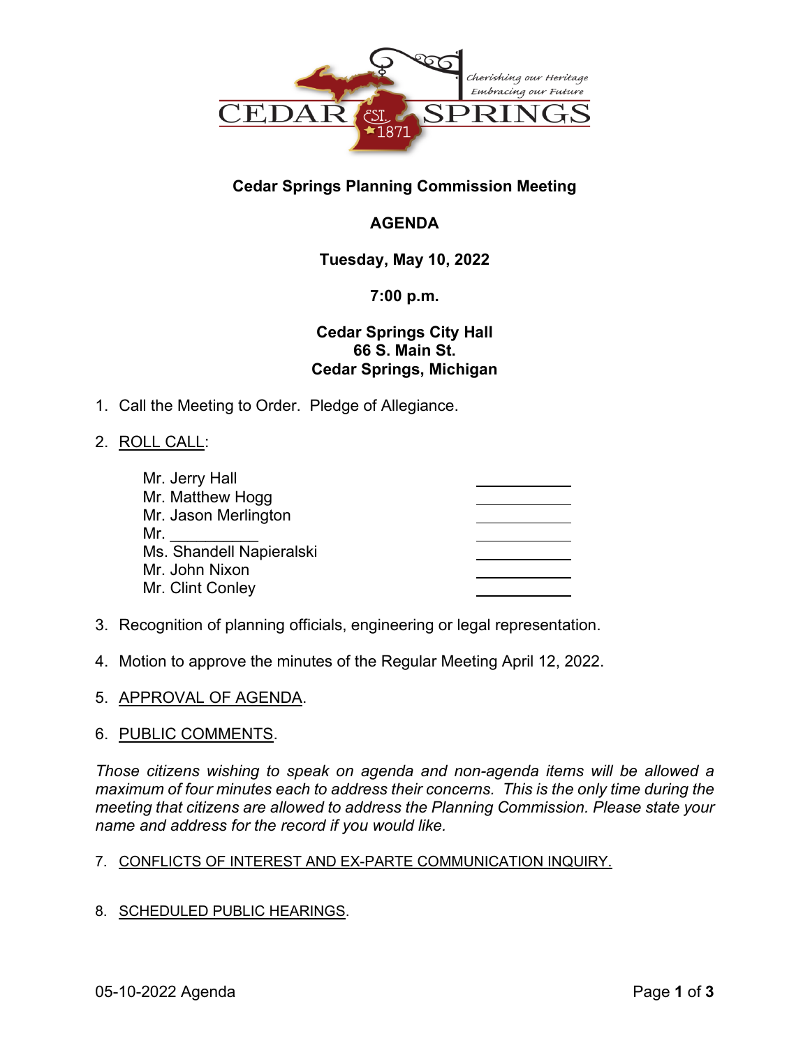# Cedar Springs Planning Commission Meeting

## AGENDA

**Tuesday, May 10, 2022**

**7:00 p.m.**

**Cedar Springs City Hall**
**66 S. Main St.**
**Cedar Springs, Michigan**

1. Call the Meeting to Order. Pledge of Allegiance.

2. ROLL CALL:

| | |
|---|---|
| Mr. Jerry Hall | ________ |
| Mr. Matthew Hogg | ________ |
| Mr. Jason Merlington | ________ |
| Mr. __________ | ________ |
| Ms. Shandell Napieralski | ________ |
| Mr. John Nixon | ________ |
| Mr. Clint Conley | ________ |

3. Recognition of planning officials, engineering or legal representation.

4. Motion to approve the minutes of the Regular Meeting April 12, 2022.

5. APPROVAL OF AGENDA.

6. PUBLIC COMMENTS.

*Those citizens wishing to speak on agenda and non-agenda items will be allowed a maximum of four minutes each to address their concerns. This is the only time during the meeting that citizens are allowed to address the Planning Commission. Please state your name and address for the record if you would like.*

7. CONFLICTS OF INTEREST AND EX-PARTE COMMUNICATION INQUIRY.

8. SCHEDULED PUBLIC HEARINGS.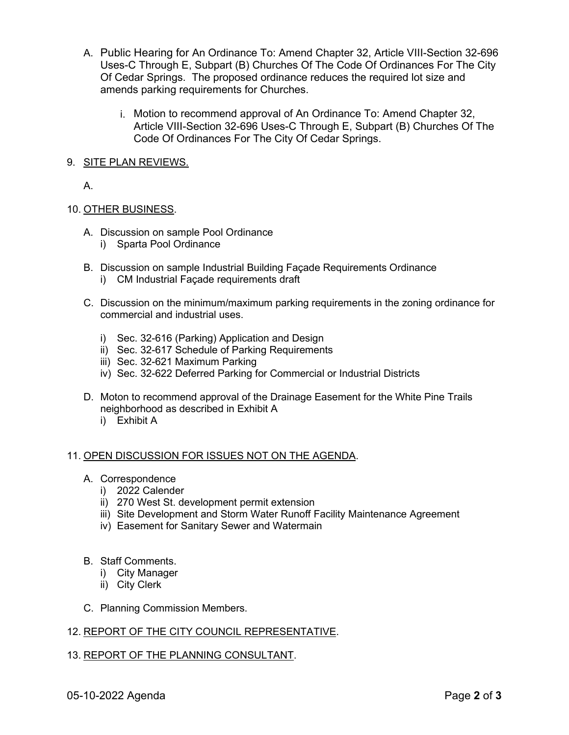A. Public Hearing for An Ordinance To: Amend Chapter 32, Article VIII-Section 32-696 Uses-C Through E, Subpart (B) Churches Of The Code Of Ordinances For The City Of Cedar Springs. The proposed ordinance reduces the required lot size and amends parking requirements for Churches.

   i. Motion to recommend approval of An Ordinance To: Amend Chapter 32, Article VIII-Section 32-696 Uses-C Through E, Subpart (B) Churches Of The Code Of Ordinances For The City Of Cedar Springs.

9. SITE PLAN REVIEWS.

   A.

10. OTHER BUSINESS.

   A. Discussion on sample Pool Ordinance
      i) Sparta Pool Ordinance

   B. Discussion on sample Industrial Building Façade Requirements Ordinance
      i) CM Industrial Façade requirements draft

   C. Discussion on the minimum/maximum parking requirements in the zoning ordinance for commercial and industrial uses.
      i) Sec. 32-616 (Parking) Application and Design
      ii) Sec. 32-617 Schedule of Parking Requirements
      iii) Sec. 32-621 Maximum Parking
      iv) Sec. 32-622 Deferred Parking for Commercial or Industrial Districts

   D. Moton to recommend approval of the Drainage Easement for the White Pine Trails neighborhood as described in Exhibit A
      i) Exhibit A

11. OPEN DISCUSSION FOR ISSUES NOT ON THE AGENDA.

   A. Correspondence
      i) 2022 Calender
      ii) 270 West St. development permit extension
      iii) Site Development and Storm Water Runoff Facility Maintenance Agreement
      iv) Easement for Sanitary Sewer and Watermain

   B. Staff Comments.
      i) City Manager
      ii) City Clerk

   C. Planning Commission Members.

12. REPORT OF THE CITY COUNCIL REPRESENTATIVE.

13. REPORT OF THE PLANNING CONSULTANT.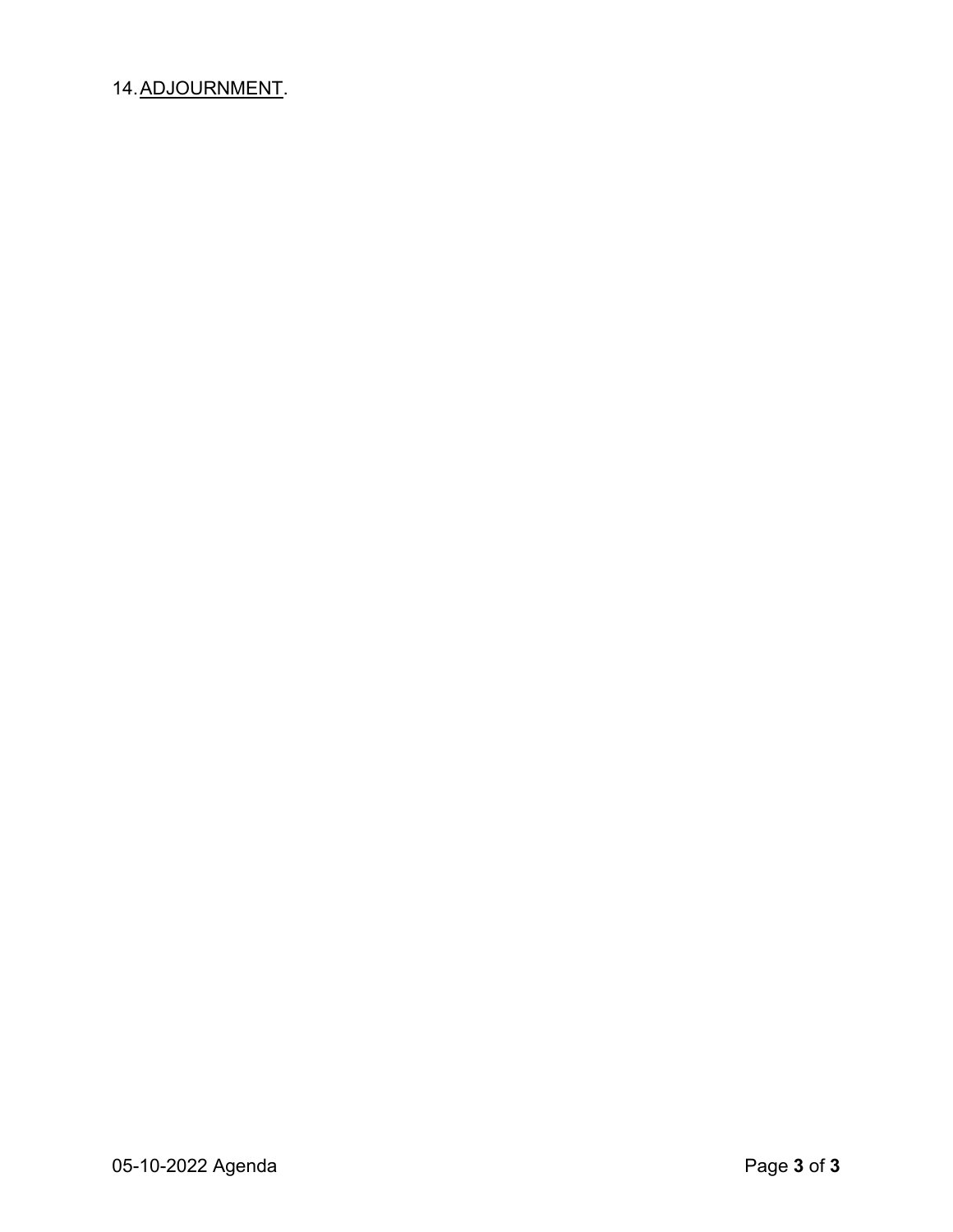14. ADJOURNMENT.